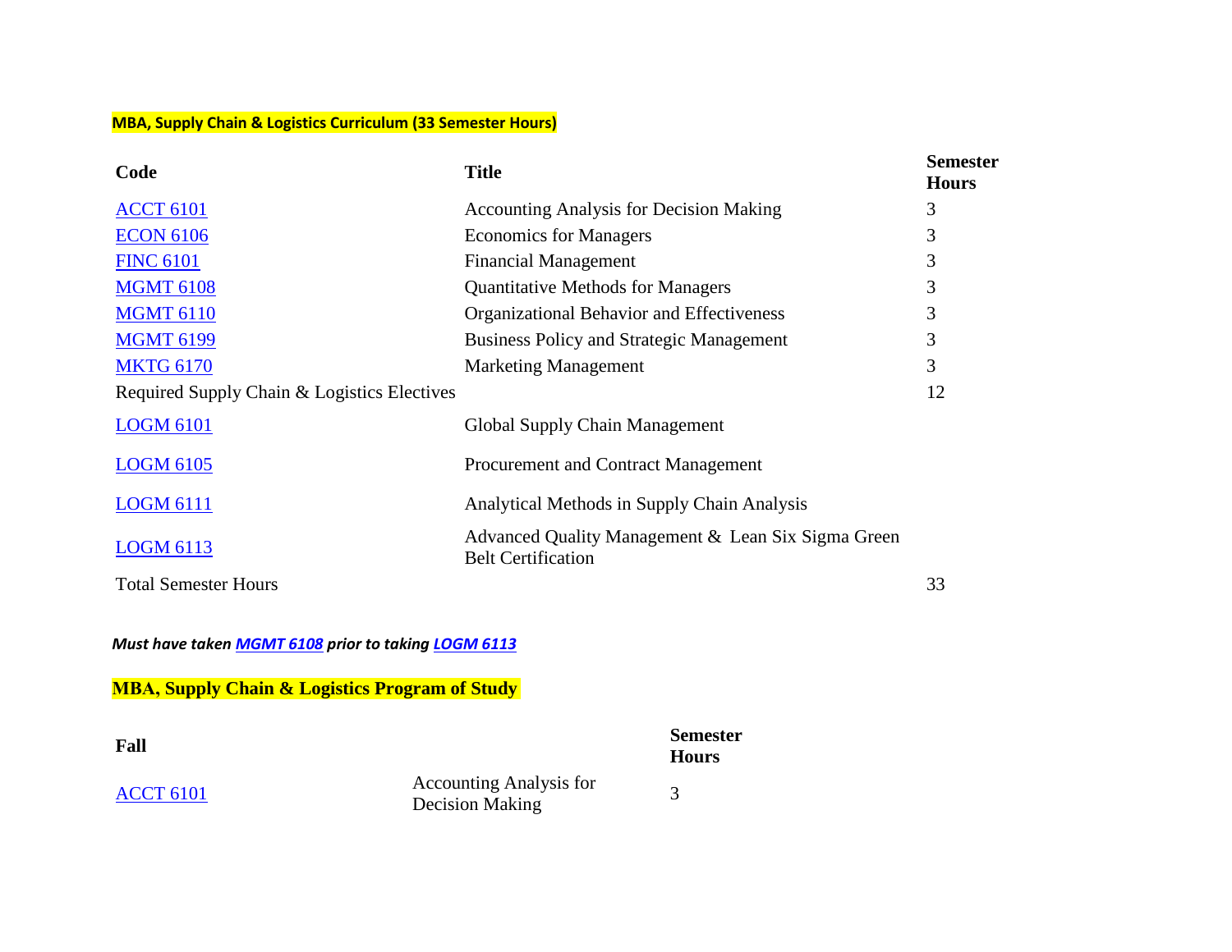**MBA, Supply Chain & Logistics Curriculum (33 Semester Hours)**

| Code | Title | Semester Hours |
|---|---|---|
| ACCT 6101 | Accounting Analysis for Decision Making | 3 |
| ECON 6106 | Economics for Managers | 3 |
| FINC 6101 | Financial Management | 3 |
| MGMT 6108 | Quantitative Methods for Managers | 3 |
| MGMT 6110 | Organizational Behavior and Effectiveness | 3 |
| MGMT 6199 | Business Policy and Strategic Management | 3 |
| MKTG 6170 | Marketing Management | 3 |
| Required Supply Chain & Logistics Electives | | 12 |
| LOGM 6101 | Global Supply Chain Management | |
| LOGM 6105 | Procurement and Contract Management | |
| LOGM 6111 | Analytical Methods in Supply Chain Analysis | |
| LOGM 6113 | Advanced Quality Management & Lean Six Sigma Green Belt Certification | |
| Total Semester Hours | | 33 |

***Must have taken MGMT 6108 prior to taking LOGM 6113***

## MBA, Supply Chain & Logistics Program of Study

| Fall | | Semester Hours |
|---|---|---|
| ACCT 6101 | Accounting Analysis for Decision Making | 3 |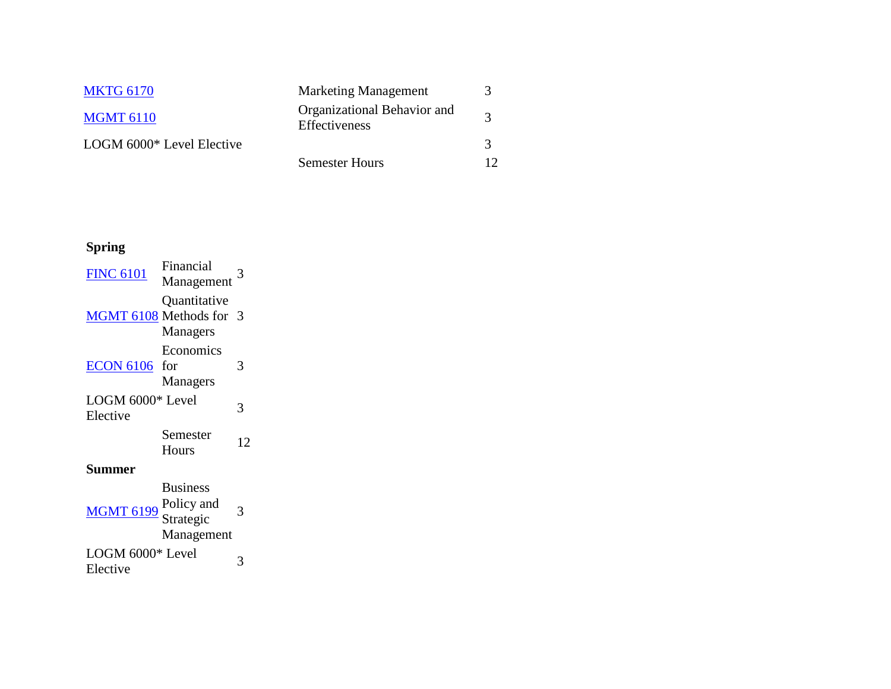| | | |
|---|---|---|
| MKTG 6170 | Marketing Management | 3 |
| MGMT 6110 | Organizational Behavior and Effectiveness | 3 |
| LOGM 6000* Level Elective | | 3 |
| | Semester Hours | 12 |

**Spring**

| | | |
|---|---|---|
| FINC 6101 | Financial Management | 3 |
| MGMT 6108 | Quantitative Methods for Managers | 3 |
| ECON 6106 | Economics for Managers | 3 |
| LOGM 6000* Level Elective | | 3 |
| | Semester Hours | 12 |

**Summer**

| | | |
|---|---|---|
| MGMT 6199 | Business Policy and Strategic Management | 3 |
| LOGM 6000* Level Elective | | 3 |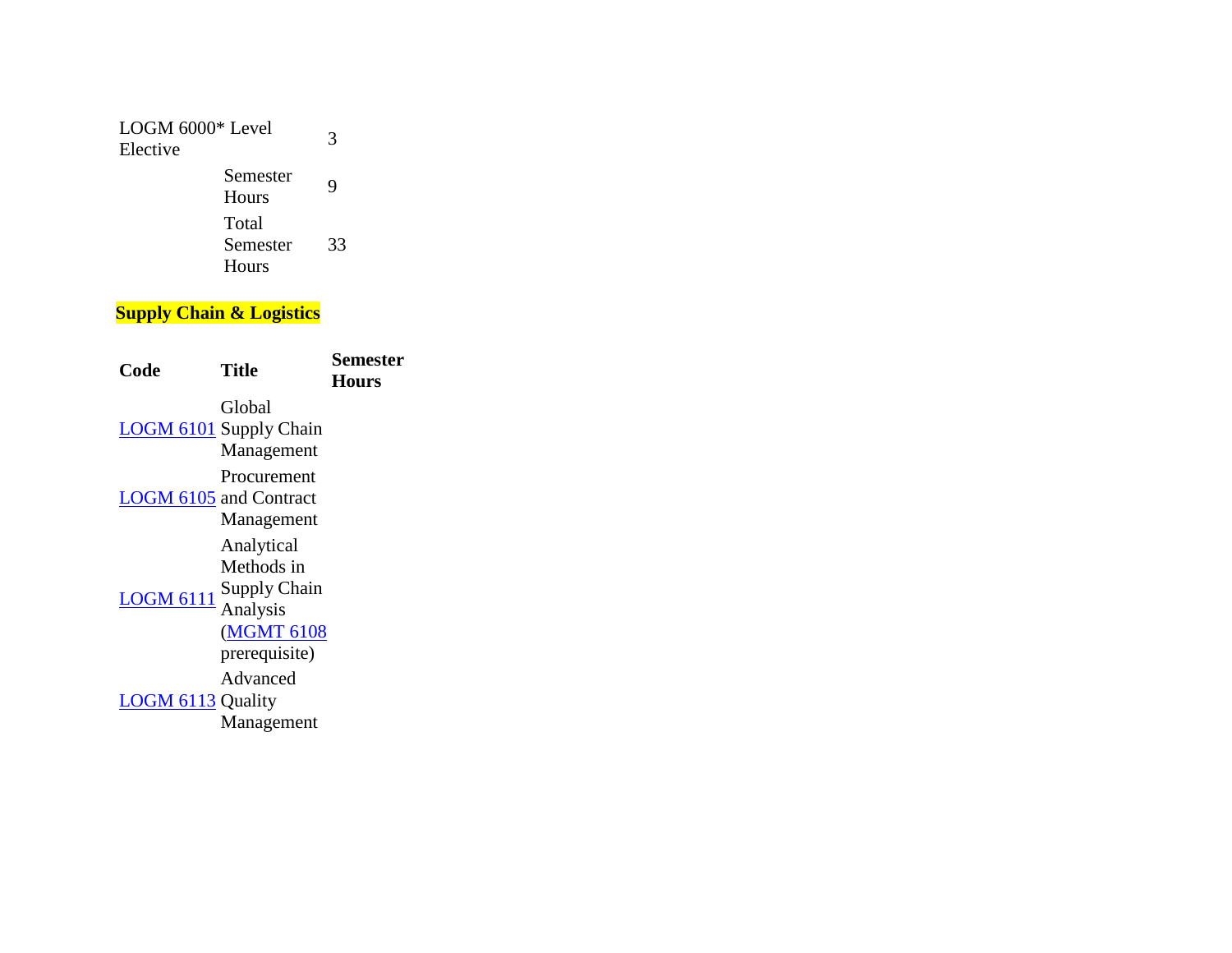| | | |
|---|---|---|
| LOGM 6000* Level Elective | | 3 |
| | Semester Hours | 9 |
| | Total Semester Hours | 33 |

**Supply Chain & Logistics**

| Code | Title | Semester Hours |
|---|---|---|
| LOGM 6101 | Global Supply Chain Management | |
| LOGM 6105 | Procurement and Contract Management | |
| LOGM 6111 | Analytical Methods in Supply Chain Analysis (MGMT 6108 prerequisite) | |
| LOGM 6113 | Advanced Quality Management | |